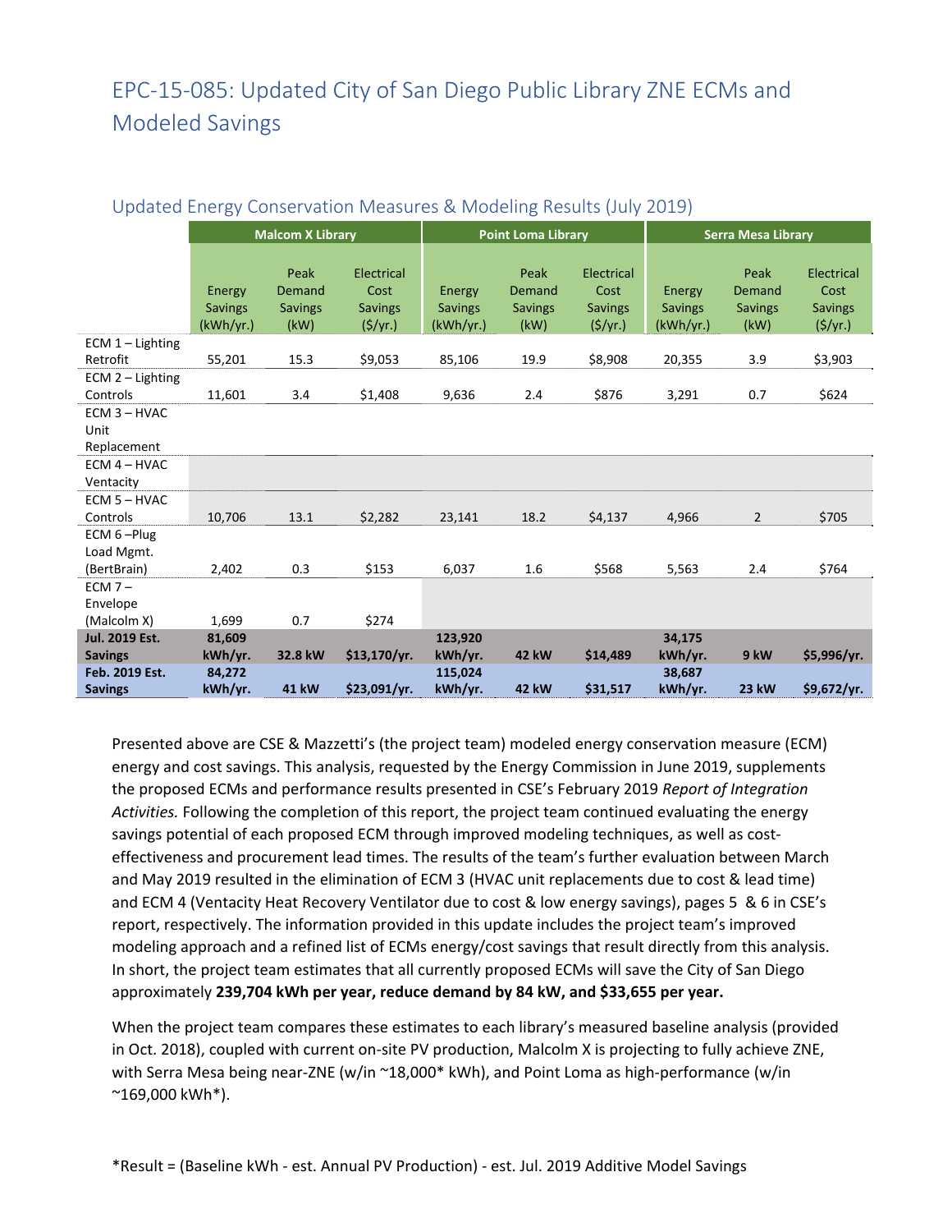# EPC-15-085: Updated City of San Diego Public Library ZNE ECMs and Modeled Savings

## Updated Energy Conservation Measures & Modeling Results (July 2019)

| | Malcom X Library | | | Point Loma Library | | | Serra Mesa Library | | |
|---|---|---|---|---|---|---|---|---|---|
| | Energy Savings (kWh/yr.) | Peak Demand Savings (kW) | Electrical Cost Savings ($/yr.) | Energy Savings (kWh/yr.) | Peak Demand Savings (kW) | Electrical Cost Savings ($/yr.) | Energy Savings (kWh/yr.) | Peak Demand Savings (kW) | Electrical Cost Savings ($/yr.) |
| ECM 1 – Lighting Retrofit | 55,201 | 15.3 | $9,053 | 85,106 | 19.9 | $8,908 | 20,355 | 3.9 | $3,903 |
| ECM 2 – Lighting Controls | 11,601 | 3.4 | $1,408 | 9,636 | 2.4 | $876 | 3,291 | 0.7 | $624 |
| ECM 3 – HVAC Unit Replacement | | | | | | | | | |
| ECM 4 – HVAC Ventacity | | | | | | | | | |
| ECM 5 – HVAC Controls | 10,706 | 13.1 | $2,282 | 23,141 | 18.2 | $4,137 | 4,966 | 2 | $705 |
| ECM 6 –Plug Load Mgmt. (BertBrain) | 2,402 | 0.3 | $153 | 6,037 | 1.6 | $568 | 5,563 | 2.4 | $764 |
| ECM 7 – Envelope (Malcolm X) | 1,699 | 0.7 | $274 | | | | | | |
| **Jul. 2019 Est. Savings** | **81,609 kWh/yr.** | **32.8 kW** | **$13,170/yr.** | **123,920 kWh/yr.** | **42 kW** | **$14,489** | **34,175 kWh/yr.** | **9 kW** | **$5,996/yr.** |
| **Feb. 2019 Est. Savings** | **84,272 kWh/yr.** | **41 kW** | **$23,091/yr.** | **115,024 kWh/yr.** | **42 kW** | **$31,517** | **38,687 kWh/yr.** | **23 kW** | **$9,672/yr.** |

Presented above are CSE & Mazzetti's (the project team) modeled energy conservation measure (ECM) energy and cost savings. This analysis, requested by the Energy Commission in June 2019, supplements the proposed ECMs and performance results presented in CSE's February 2019 *Report of Integration Activities.* Following the completion of this report, the project team continued evaluating the energy savings potential of each proposed ECM through improved modeling techniques, as well as cost-effectiveness and procurement lead times. The results of the team's further evaluation between March and May 2019 resulted in the elimination of ECM 3 (HVAC unit replacements due to cost & lead time) and ECM 4 (Ventacity Heat Recovery Ventilator due to cost & low energy savings), pages 5 & 6 in CSE's report, respectively. The information provided in this update includes the project team's improved modeling approach and a refined list of ECMs energy/cost savings that result directly from this analysis. In short, the project team estimates that all currently proposed ECMs will save the City of San Diego approximately **239,704 kWh per year, reduce demand by 84 kW, and $33,655 per year.**

When the project team compares these estimates to each library's measured baseline analysis (provided in Oct. 2018), coupled with current on-site PV production, Malcolm X is projecting to fully achieve ZNE, with Serra Mesa being near-ZNE (w/in ~18,000* kWh), and Point Loma as high-performance (w/in ~169,000 kWh*).

*Result = (Baseline kWh - est. Annual PV Production) - est. Jul. 2019 Additive Model Savings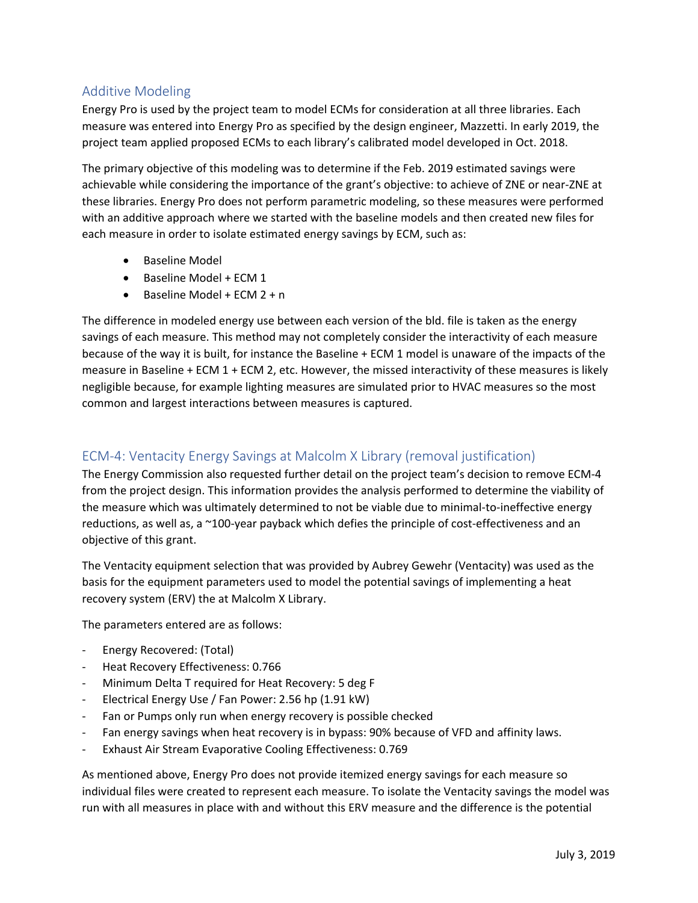## Additive Modeling

Energy Pro is used by the project team to model ECMs for consideration at all three libraries. Each measure was entered into Energy Pro as specified by the design engineer, Mazzetti. In early 2019, the project team applied proposed ECMs to each library's calibrated model developed in Oct. 2018.

The primary objective of this modeling was to determine if the Feb. 2019 estimated savings were achievable while considering the importance of the grant's objective: to achieve of ZNE or near-ZNE at these libraries. Energy Pro does not perform parametric modeling, so these measures were performed with an additive approach where we started with the baseline models and then created new files for each measure in order to isolate estimated energy savings by ECM, such as:

- Baseline Model
- Baseline Model + ECM 1
- Baseline Model + ECM 2 + n

The difference in modeled energy use between each version of the bld. file is taken as the energy savings of each measure. This method may not completely consider the interactivity of each measure because of the way it is built, for instance the Baseline + ECM 1 model is unaware of the impacts of the measure in Baseline + ECM 1 + ECM 2, etc. However, the missed interactivity of these measures is likely negligible because, for example lighting measures are simulated prior to HVAC measures so the most common and largest interactions between measures is captured.

## ECM-4: Ventacity Energy Savings at Malcolm X Library (removal justification)

The Energy Commission also requested further detail on the project team's decision to remove ECM-4 from the project design. This information provides the analysis performed to determine the viability of the measure which was ultimately determined to not be viable due to minimal-to-ineffective energy reductions, as well as, a ~100-year payback which defies the principle of cost-effectiveness and an objective of this grant.

The Ventacity equipment selection that was provided by Aubrey Gewehr (Ventacity) was used as the basis for the equipment parameters used to model the potential savings of implementing a heat recovery system (ERV) the at Malcolm X Library.

The parameters entered are as follows:

- Energy Recovered: (Total)
- Heat Recovery Effectiveness: 0.766
- Minimum Delta T required for Heat Recovery: 5 deg F
- Electrical Energy Use / Fan Power: 2.56 hp (1.91 kW)
- Fan or Pumps only run when energy recovery is possible checked
- Fan energy savings when heat recovery is in bypass: 90% because of VFD and affinity laws.
- Exhaust Air Stream Evaporative Cooling Effectiveness: 0.769

As mentioned above, Energy Pro does not provide itemized energy savings for each measure so individual files were created to represent each measure. To isolate the Ventacity savings the model was run with all measures in place with and without this ERV measure and the difference is the potential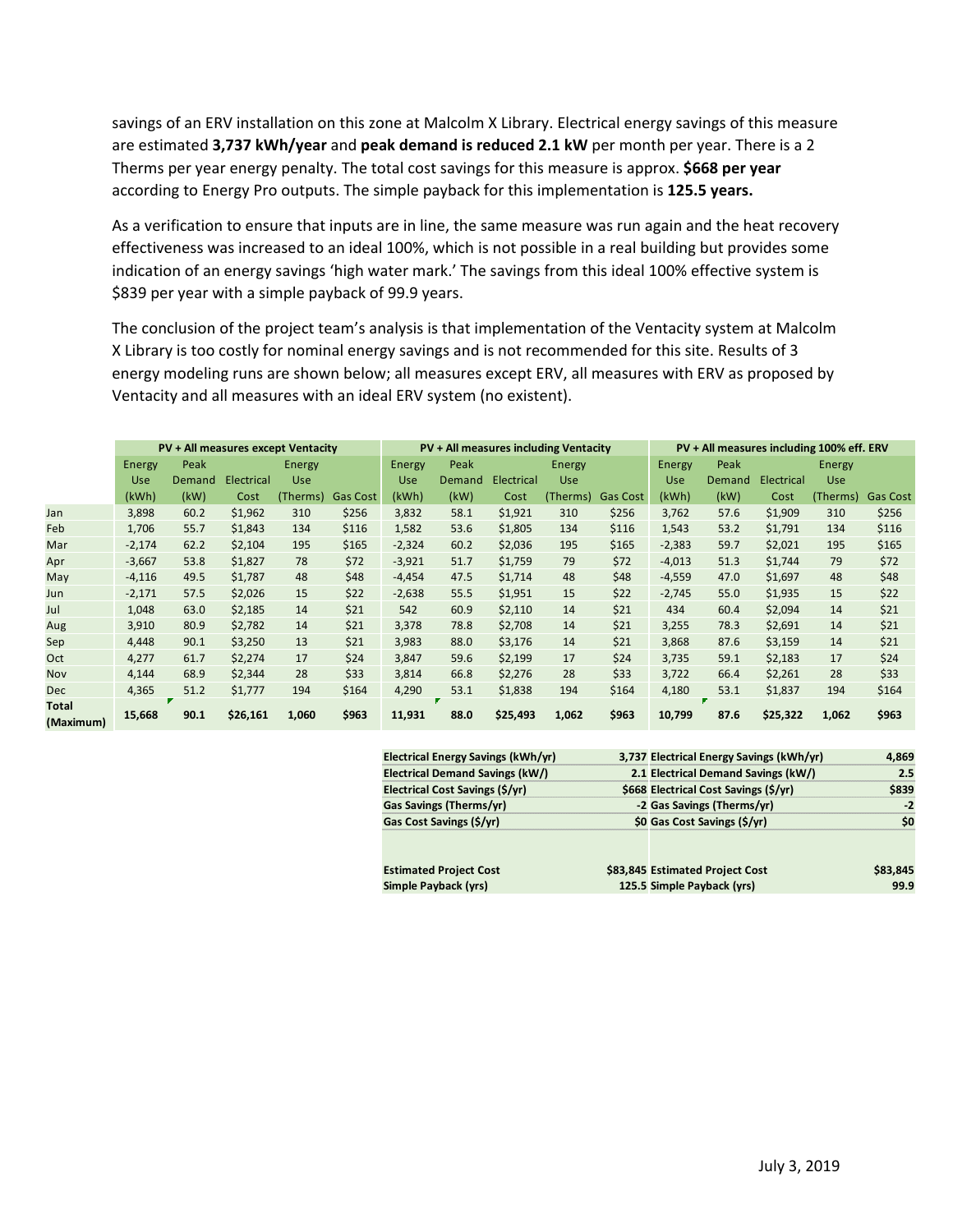savings of an ERV installation on this zone at Malcolm X Library. Electrical energy savings of this measure are estimated **3,737 kWh/year** and **peak demand is reduced 2.1 kW** per month per year. There is a 2 Therms per year energy penalty. The total cost savings for this measure is approx. **$668 per year** according to Energy Pro outputs. The simple payback for this implementation is **125.5 years.**

As a verification to ensure that inputs are in line, the same measure was run again and the heat recovery effectiveness was increased to an ideal 100%, which is not possible in a real building but provides some indication of an energy savings 'high water mark.' The savings from this ideal 100% effective system is $839 per year with a simple payback of 99.9 years.

The conclusion of the project team's analysis is that implementation of the Ventacity system at Malcolm X Library is too costly for nominal energy savings and is not recommended for this site. Results of 3 energy modeling runs are shown below; all measures except ERV, all measures with ERV as proposed by Ventacity and all measures with an ideal ERV system (no existent).

| | PV + All measures except Ventacity | | | | | PV + All measures including Ventacity | | | | | PV + All measures including 100% eff. ERV | | | | |
|---|---|---|---|---|---|---|---|---|---|---|---|---|---|---|---|
| | Energy Use (kWh) | Peak Demand (kW) | Electrical Cost | Energy Use (Therms) | Gas Cost | Energy Use (kWh) | Peak Demand (kW) | Electrical Cost | Energy Use (Therms) | Gas Cost | Energy Use (kWh) | Peak Demand (kW) | Electrical Cost | Energy Use (Therms) | Gas Cost |
| Jan | 3,898 | 60.2 | $1,962 | 310 | $256 | 3,832 | 58.1 | $1,921 | 310 | $256 | 3,762 | 57.6 | $1,909 | 310 | $256 |
| Feb | 1,706 | 55.7 | $1,843 | 134 | $116 | 1,582 | 53.6 | $1,805 | 134 | $116 | 1,543 | 53.2 | $1,791 | 134 | $116 |
| Mar | -2,174 | 62.2 | $2,104 | 195 | $165 | -2,324 | 60.2 | $2,036 | 195 | $165 | -2,383 | 59.7 | $2,021 | 195 | $165 |
| Apr | -3,667 | 53.8 | $1,827 | 78 | $72 | -3,921 | 51.7 | $1,759 | 79 | $72 | -4,013 | 51.3 | $1,744 | 79 | $72 |
| May | -4,116 | 49.5 | $1,787 | 48 | $48 | -4,454 | 47.5 | $1,714 | 48 | $48 | -4,559 | 47.0 | $1,697 | 48 | $48 |
| Jun | -2,171 | 57.5 | $2,026 | 15 | $22 | -2,638 | 55.5 | $1,951 | 15 | $22 | -2,745 | 55.0 | $1,935 | 15 | $22 |
| Jul | 1,048 | 63.0 | $2,185 | 14 | $21 | 542 | 60.9 | $2,110 | 14 | $21 | 434 | 60.4 | $2,094 | 14 | $21 |
| Aug | 3,910 | 80.9 | $2,782 | 14 | $21 | 3,378 | 78.8 | $2,708 | 14 | $21 | 3,255 | 78.3 | $2,691 | 14 | $21 |
| Sep | 4,448 | 90.1 | $3,250 | 13 | $21 | 3,983 | 88.0 | $3,176 | 14 | $21 | 3,868 | 87.6 | $3,159 | 14 | $21 |
| Oct | 4,277 | 61.7 | $2,274 | 17 | $24 | 3,847 | 59.6 | $2,199 | 17 | $24 | 3,735 | 59.1 | $2,183 | 17 | $24 |
| Nov | 4,144 | 68.9 | $2,344 | 28 | $33 | 3,814 | 66.8 | $2,276 | 28 | $33 | 3,722 | 66.4 | $2,261 | 28 | $33 |
| Dec | 4,365 | 51.2 | $1,777 | 194 | $164 | 4,290 | 53.1 | $1,838 | 194 | $164 | 4,180 | 53.1 | $1,837 | 194 | $164 |
| **Total (Maximum)** | **15,668** | **90.1** | **$26,161** | **1,060** | **$963** | **11,931** | **88.0** | **$25,493** | **1,062** | **$963** | **10,799** | **87.6** | **$25,322** | **1,062** | **$963** |

| | | | |
|---|---|---|---|
| **Electrical Energy Savings (kWh/yr)** | **3,737** | **Electrical Energy Savings (kWh/yr)** | **4,869** |
| **Electrical Demand Savings (kW/)** | **2.1** | **Electrical Demand Savings (kW/)** | **2.5** |
| **Electrical Cost Savings ($/yr)** | **$668** | **Electrical Cost Savings ($/yr)** | **$839** |
| **Gas Savings (Therms/yr)** | **-2** | **Gas Savings (Therms/yr)** | **-2** |
| **Gas Cost Savings ($/yr)** | **$0** | **Gas Cost Savings ($/yr)** | **$0** |
| **Estimated Project Cost** | **$83,845** | **Estimated Project Cost** | **$83,845** |
| **Simple Payback (yrs)** | **125.5** | **Simple Payback (yrs)** | **99.9** |

July 3, 2019